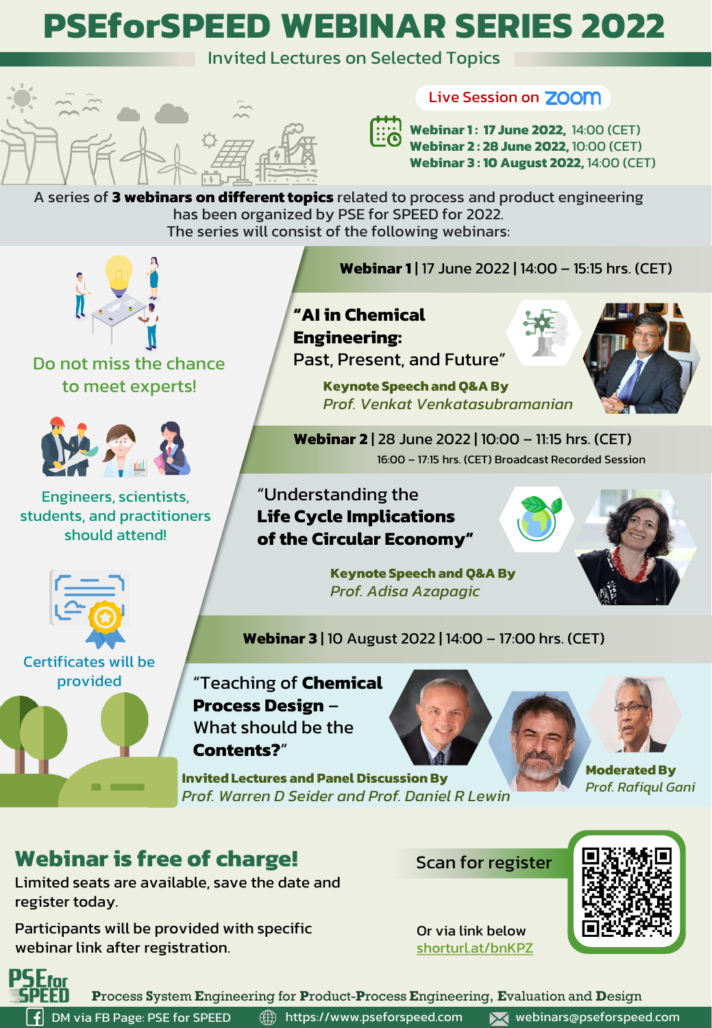# PSEforSPEED WEBINAR SERIES 2022

Invited Lectures on Selected Topics

Live Session on zoom

**Webinar 1: 17 June 2022,** 14:00 (CET)
**Webinar 2: 28 June 2022,** 10:00 (CET)
**Webinar 3: 10 August 2022,** 14:00 (CET)

A series of **3 webinars on different topics** related to process and product engineering has been organized by PSE for SPEED for 2022. The series will consist of the following webinars:

Do not miss the chance to meet experts!

Engineers, scientists, students, and practitioners should attend!

Certificates will be provided

## Webinar 1 | 17 June 2022 | 14:00 – 15:15 hrs. (CET)

**"AI in Chemical Engineering:** Past, Present, and Future"

**Keynote Speech and Q&A By**
*Prof. Venkat Venkatasubramanian*

## Webinar 2 | 28 June 2022 | 10:00 – 11:15 hrs. (CET)

16:00 – 17:15 hrs. (CET) Broadcast Recorded Session

"Understanding the **Life Cycle Implications of the Circular Economy"**

**Keynote Speech and Q&A By**
*Prof. Adisa Azapagic*

## Webinar 3 | 10 August 2022 | 14:00 – 17:00 hrs. (CET)

"Teaching of **Chemical Process Design** – What should be the **Contents?"**

**Invited Lectures and Panel Discussion By**
*Prof. Warren D Seider and Prof. Daniel R Lewin*

**Moderated By**
*Prof. Rafiqul Gani*

## Webinar is free of charge!

Limited seats are available, save the date and register today.

Participants will be provided with specific webinar link after registration.

Scan for register

Or via link below
shorturl.at/bnKPZ

PSEforSPEED

**P**rocess **S**ystem **E**ngineering for **P**roduct-**P**rocess **E**ngineering, **E**valuation and **D**esign

DM via FB Page: PSE for SPEED | https://www.pseforspeed.com | webinars@pseforspeed.com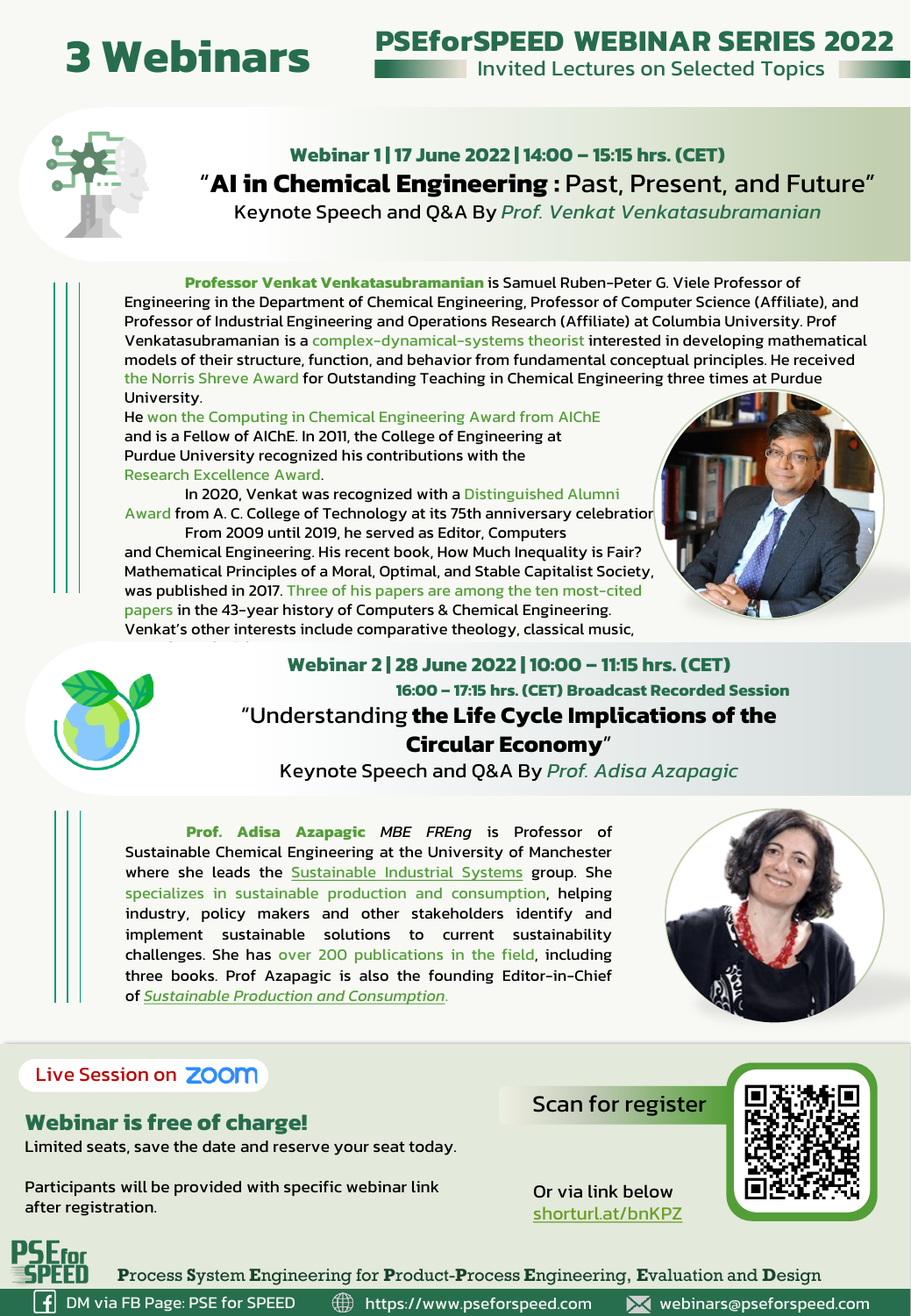# 3 Webinars

## PSEforSPEED WEBINAR SERIES 2022

Invited Lectures on Selected Topics

### Webinar 1 | 17 June 2022 | 14:00 – 15:15 hrs. (CET)

"**AI in Chemical Engineering :** Past, Present, and Future"

Keynote Speech and Q&A By *Prof. Venkat Venkatasubramanian*

**Professor Venkat Venkatasubramanian** is Samuel Ruben-Peter G. Viele Professor of Engineering in the Department of Chemical Engineering, Professor of Computer Science (Affiliate), and Professor of Industrial Engineering and Operations Research (Affiliate) at Columbia University. Prof Venkatasubramanian is a complex-dynamical-systems theorist interested in developing mathematical models of their structure, function, and behavior from fundamental conceptual principles. He received the Norris Shreve Award for Outstanding Teaching in Chemical Engineering three times at Purdue University.

He won the Computing in Chemical Engineering Award from AIChE and is a Fellow of AIChE. In 2011, the College of Engineering at Purdue University recognized his contributions with the Research Excellence Award.

In 2020, Venkat was recognized with a Distinguished Alumni Award from A. C. College of Technology at its 75th anniversary celebration.

From 2009 until 2019, he served as Editor, Computers and Chemical Engineering. His recent book, How Much Inequality is Fair? Mathematical Principles of a Moral, Optimal, and Stable Capitalist Society, was published in 2017. Three of his papers are among the ten most-cited papers in the 43-year history of Computers & Chemical Engineering. Venkat's other interests include comparative theology, classical music,

### Webinar 2 | 28 June 2022 | 10:00 – 11:15 hrs. (CET)

**16:00 – 17:15 hrs. (CET) Broadcast Recorded Session**

"Understanding **the Life Cycle Implications of the Circular Economy**"

Keynote Speech and Q&A By *Prof. Adisa Azapagic*

**Prof. Adisa Azapagic** *MBE FREng* is Professor of Sustainable Chemical Engineering at the University of Manchester where she leads the Sustainable Industrial Systems group. She specializes in sustainable production and consumption, helping industry, policy makers and other stakeholders identify and implement sustainable solutions to current sustainability challenges. She has over 200 publications in the field, including three books. Prof Azapagic is also the founding Editor-in-Chief of *Sustainable Production and Consumption*.

Live Session on zoom

**Webinar is free of charge!**

Limited seats, save the date and reserve your seat today.

Participants will be provided with specific webinar link after registration.

Scan for register

Or via link below
shorturl.at/bnKPZ

PSE for SPEED — **P**rocess **S**ystem **E**ngineering for **P**roduct-**P**rocess **E**ngineering, **E**valuation and **D**esign

DM via FB Page: PSE for SPEED | https://www.pseforspeed.com | webinars@pseforspeed.com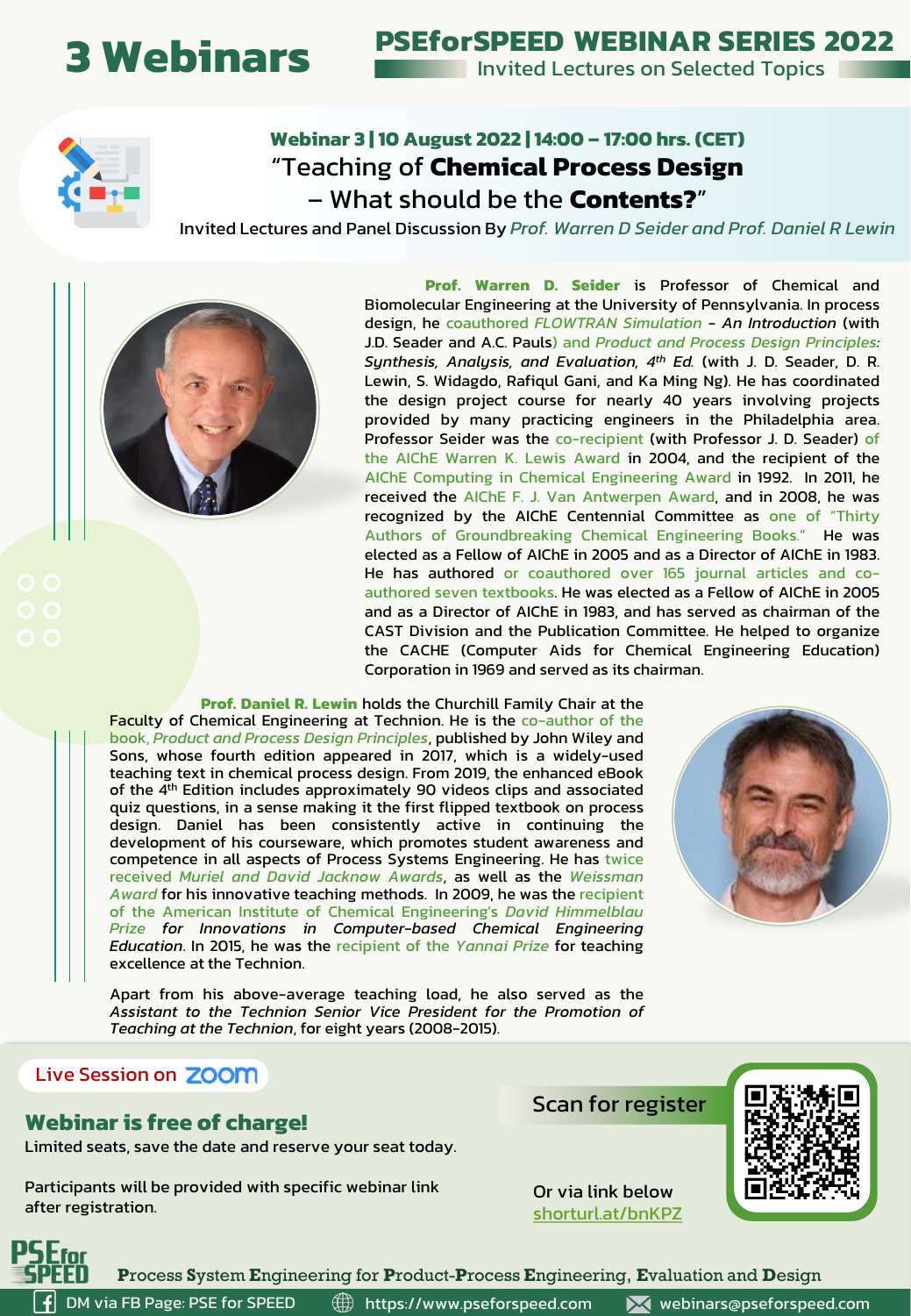# 3 Webinars

## PSEforSPEED WEBINAR SERIES 2022

Invited Lectures on Selected Topics

**Webinar 3 | 10 August 2022 | 14:00 – 17:00 hrs. (CET)**

## "Teaching of **Chemical Process Design** – What should be the **Contents?**"

Invited Lectures and Panel Discussion By *Prof. Warren D Seider and Prof. Daniel R Lewin*

**Prof. Warren D. Seider** is Professor of Chemical and Biomolecular Engineering at the University of Pennsylvania. In process design, he coauthored *FLOWTRAN Simulation - An Introduction* (with J.D. Seader and A.C. Pauls) and *Product and Process Design Principles: Synthesis, Analysis, and Evaluation, 4th Ed.* (with J. D. Seader, D. R. Lewin, S. Widagdo, Rafiqul Gani, and Ka Ming Ng). He has coordinated the design project course for nearly 40 years involving projects provided by many practicing engineers in the Philadelphia area. Professor Seider was the co-recipient (with Professor J. D. Seader) of the AIChE Warren K. Lewis Award in 2004, and the recipient of the AIChE Computing in Chemical Engineering Award in 1992. In 2011, he received the AIChE F. J. Van Antwerpen Award, and in 2008, he was recognized by the AIChE Centennial Committee as one of "Thirty Authors of Groundbreaking Chemical Engineering Books." He was elected as a Fellow of AIChE in 2005 and as a Director of AIChE in 1983. He has authored or coauthored over 165 journal articles and co-authored seven textbooks. He was elected as a Fellow of AIChE in 2005 and as a Director of AIChE in 1983, and has served as chairman of the CAST Division and the Publication Committee. He helped to organize the CACHE (Computer Aids for Chemical Engineering Education) Corporation in 1969 and served as its chairman.

**Prof. Daniel R. Lewin** holds the Churchill Family Chair at the Faculty of Chemical Engineering at Technion. He is the co-author of the book, *Product and Process Design Principles*, published by John Wiley and Sons, whose fourth edition appeared in 2017, which is a widely-used teaching text in chemical process design. From 2019, the enhanced eBook of the 4th Edition includes approximately 90 videos clips and associated quiz questions, in a sense making it the first flipped textbook on process design. Daniel has been consistently active in continuing the development of his courseware, which promotes student awareness and competence in all aspects of Process Systems Engineering. He has twice received *Muriel and David Jacknow Awards*, as well as the *Weissman Award* for his innovative teaching methods. In 2009, he was the recipient of the American Institute of Chemical Engineering's *David Himmelblau Prize for Innovations in Computer-based Chemical Engineering Education*. In 2015, he was the recipient of the *Yannai Prize* for teaching excellence at the Technion.

Apart from his above-average teaching load, he also served as the *Assistant to the Technion Senior Vice President for the Promotion of Teaching at the Technion*, for eight years (2008-2015).

Live Session on zoom

**Webinar is free of charge!**

Limited seats, save the date and reserve your seat today.

Participants will be provided with specific webinar link after registration.

Scan for register

Or via link below
shorturl.at/bnKPZ

PSEforSPEED — **P**rocess **S**ystem **E**ngineering for **P**roduct-**P**rocess **E**ngineering, **E**valuation and **D**esign

DM via FB Page: PSE for SPEED | https://www.pseforspeed.com | webinars@pseforspeed.com